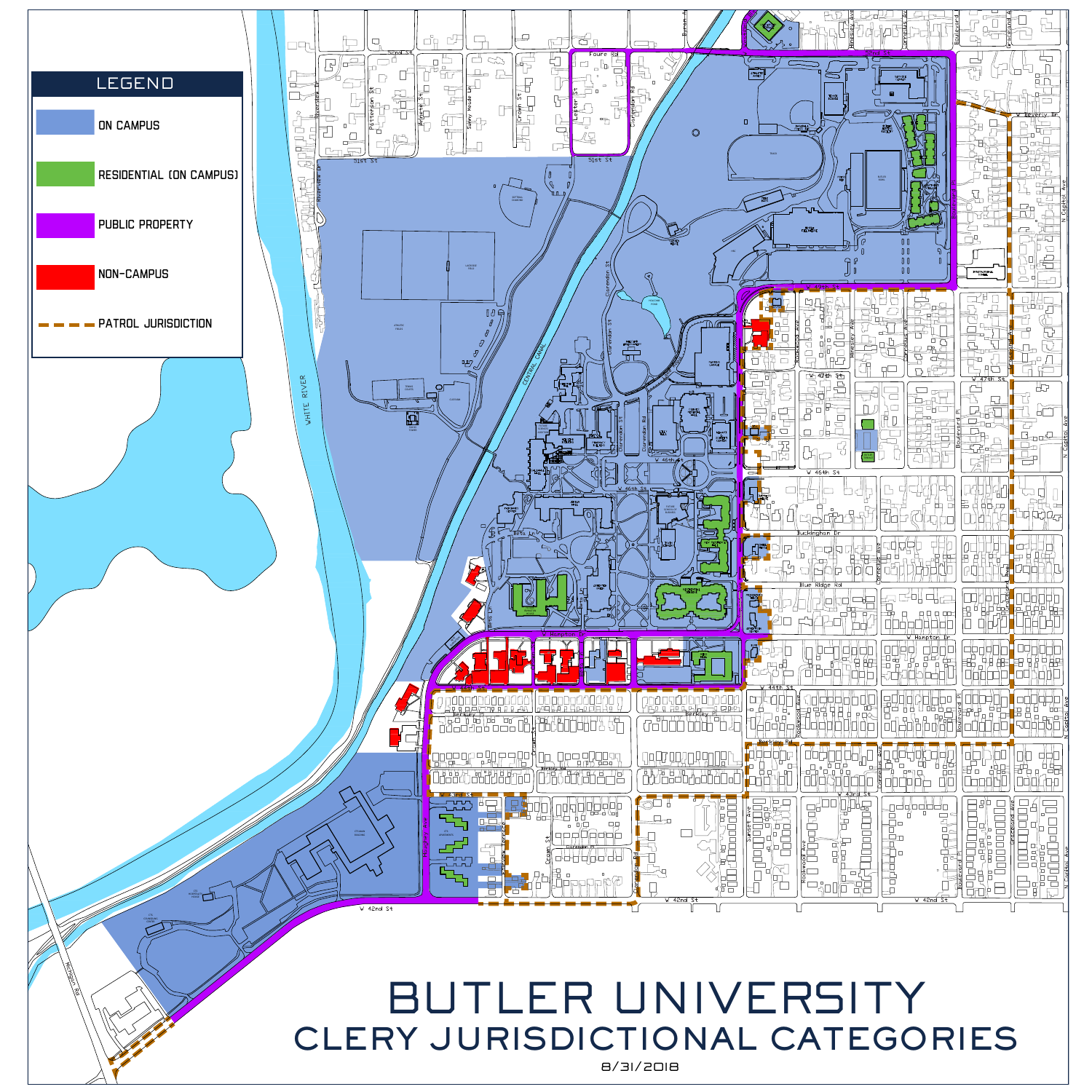# BUTLER UNIVERSITY

## CLERY JURISDICTIONAL CATEGORIES

8/31/2018

**LEGEND**

- ON CAMPUS
- RESIDENTIAL (ON CAMPUS)
- PUBLIC PROPERTY
- NON-CAMPUS
- PATROL JURISDICTION

WHITE RIVER

CENTRAL CANAL

52nd St
Foure Rd
51st St
W Beverly Dr
W 49th St
W 47th St
W 46th St
Buckingham Dr
Blue Ridge Rd
W Hampton Dr
W 44th St
Berkley Rd
W 43rd St
W 42nd St
Riverview Dr
Patterson St
Arbor St
Sunny Meade Ln
Crown St
Lester St
Clarendon Rd
Sunset Ave
Rookwood Ave
Hinesley Ave
Cornelius Ave
Boulevard Pl
Graceland Ave
N Capitol Ave
Michigan Rd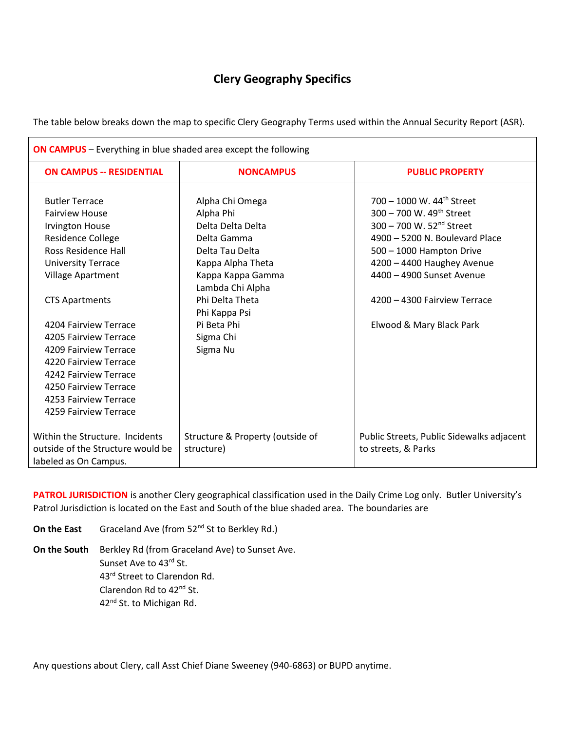# Clery Geography Specifics

The table below breaks down the map to specific Clery Geography Terms used within the Annual Security Report (ASR).

| **ON CAMPUS** – Everything in blue shaded area except the following | | |
|---|---|---|
| **ON CAMPUS -- RESIDENTIAL** | **NONCAMPUS** | **PUBLIC PROPERTY** |
| Butler Terrace<br>Fairview House<br>Irvington House<br>Residence College<br>Ross Residence Hall<br>University Terrace<br>Village Apartment<br><br>CTS Apartments<br><br>4204 Fairview Terrace<br>4205 Fairview Terrace<br>4209 Fairview Terrace<br>4220 Fairview Terrace<br>4242 Fairview Terrace<br>4250 Fairview Terrace<br>4253 Fairview Terrace<br>4259 Fairview Terrace | Alpha Chi Omega<br>Alpha Phi<br>Delta Delta Delta<br>Delta Gamma<br>Delta Tau Delta<br>Kappa Alpha Theta<br>Kappa Kappa Gamma<br>Lambda Chi Alpha<br>Phi Delta Theta<br>Phi Kappa Psi<br>Pi Beta Phi<br>Sigma Chi<br>Sigma Nu | 700 – 1000 W. 44th Street<br>300 – 700 W. 49th Street<br>300 – 700 W. 52nd Street<br>4900 – 5200 N. Boulevard Place<br>500 – 1000 Hampton Drive<br>4200 – 4400 Haughey Avenue<br>4400 – 4900 Sunset Avenue<br><br>4200 – 4300 Fairview Terrace<br><br>Elwood & Mary Black Park |
| Within the Structure. Incidents outside of the Structure would be labeled as On Campus. | Structure & Property (outside of structure) | Public Streets, Public Sidewalks adjacent to streets, & Parks |

**PATROL JURISDICTION** is another Clery geographical classification used in the Daily Crime Log only. Butler University's Patrol Jurisdiction is located on the East and South of the blue shaded area. The boundaries are

**On the East** Graceland Ave (from 52nd St to Berkley Rd.)

**On the South** Berkley Rd (from Graceland Ave) to Sunset Ave.
Sunset Ave to 43rd St.
43rd Street to Clarendon Rd.
Clarendon Rd to 42nd St.
42nd St. to Michigan Rd.

Any questions about Clery, call Asst Chief Diane Sweeney (940-6863) or BUPD anytime.